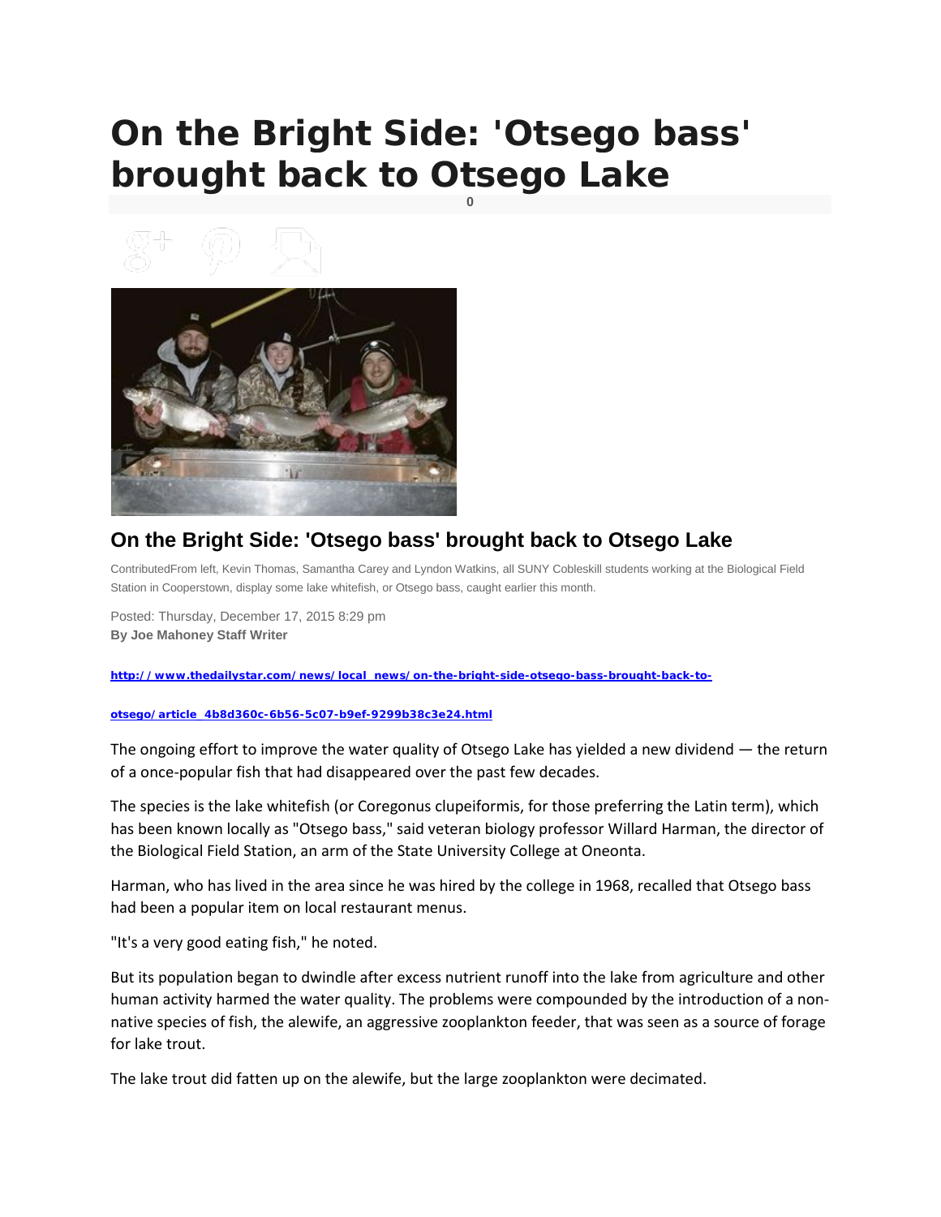# On the Bright Side: 'Otsego bass' brought back to Otsego Lake

0

## On the Bright Side: 'Otsego bass' brought back to Otsego Lake

ContributedFrom left, Kevin Thomas, Samantha Carey and Lyndon Watkins, all SUNY Cobleskill students working at the Biological Field Station in Cooperstown, display some lake whitefish, or Otsego bass, caught earlier this month.

Posted: Thursday, December 17, 2015 8:29 pm

**By Joe Mahoney Staff Writer**

http://www.thedailystar.com/news/local_news/on-the-bright-side-otsego-bass-brought-back-to-otsego/article_4b8d360c-6b56-5c07-b9ef-9299b38c3e24.html

The ongoing effort to improve the water quality of Otsego Lake has yielded a new dividend — the return of a once-popular fish that had disappeared over the past few decades.

The species is the lake whitefish (or Coregonus clupeiformis, for those preferring the Latin term), which has been known locally as "Otsego bass," said veteran biology professor Willard Harman, the director of the Biological Field Station, an arm of the State University College at Oneonta.

Harman, who has lived in the area since he was hired by the college in 1968, recalled that Otsego bass had been a popular item on local restaurant menus.

"It's a very good eating fish," he noted.

But its population began to dwindle after excess nutrient runoff into the lake from agriculture and other human activity harmed the water quality. The problems were compounded by the introduction of a non-native species of fish, the alewife, an aggressive zooplankton feeder, that was seen as a source of forage for lake trout.

The lake trout did fatten up on the alewife, but the large zooplankton were decimated.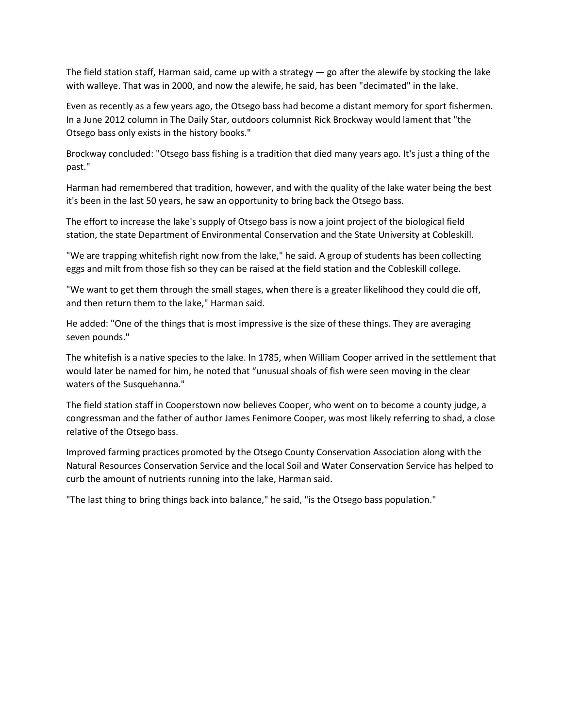The field station staff, Harman said, came up with a strategy — go after the alewife by stocking the lake with walleye. That was in 2000, and now the alewife, he said, has been "decimated" in the lake.

Even as recently as a few years ago, the Otsego bass had become a distant memory for sport fishermen. In a June 2012 column in The Daily Star, outdoors columnist Rick Brockway would lament that "the Otsego bass only exists in the history books."

Brockway concluded: "Otsego bass fishing is a tradition that died many years ago. It's just a thing of the past."

Harman had remembered that tradition, however, and with the quality of the lake water being the best it's been in the last 50 years, he saw an opportunity to bring back the Otsego bass.

The effort to increase the lake's supply of Otsego bass is now a joint project of the biological field station, the state Department of Environmental Conservation and the State University at Cobleskill.

"We are trapping whitefish right now from the lake," he said. A group of students has been collecting eggs and milt from those fish so they can be raised at the field station and the Cobleskill college.

"We want to get them through the small stages, when there is a greater likelihood they could die off, and then return them to the lake," Harman said.

He added: "One of the things that is most impressive is the size of these things. They are averaging seven pounds."

The whitefish is a native species to the lake. In 1785, when William Cooper arrived in the settlement that would later be named for him, he noted that "unusual shoals of fish were seen moving in the clear waters of the Susquehanna."

The field station staff in Cooperstown now believes Cooper, who went on to become a county judge, a congressman and the father of author James Fenimore Cooper, was most likely referring to shad, a close relative of the Otsego bass.

Improved farming practices promoted by the Otsego County Conservation Association along with the Natural Resources Conservation Service and the local Soil and Water Conservation Service has helped to curb the amount of nutrients running into the lake, Harman said.

"The last thing to bring things back into balance," he said, "is the Otsego bass population."